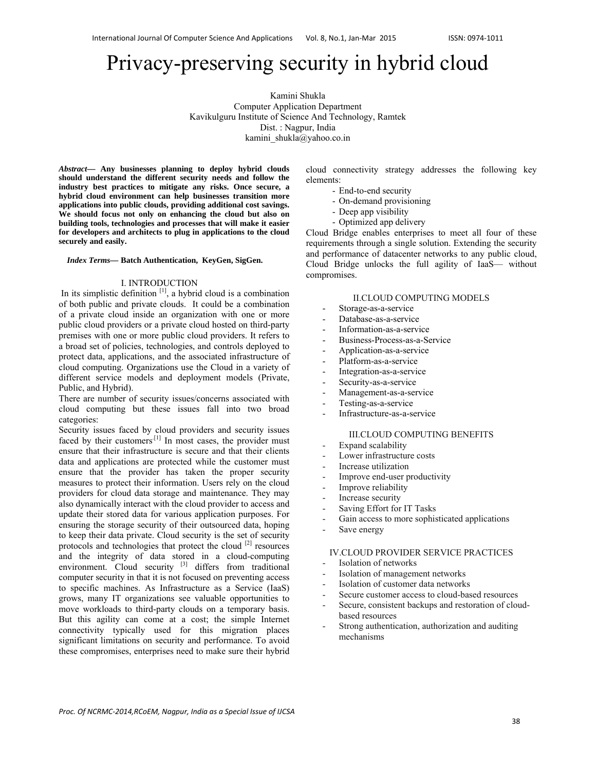# Privacy-preserving security in hybrid cloud

Kamini Shukla
Computer Application Department
Kavikulguru Institute of Science And Technology, Ramtek
Dist. : Nagpur, India
kamini_shukla@yahoo.co.in

***Abstract*— Any businesses planning to deploy hybrid clouds should understand the different security needs and follow the industry best practices to mitigate any risks. Once secure, a hybrid cloud environment can help businesses transition more applications into public clouds, providing additional cost savings. We should focus not only on enhancing the cloud but also on building tools, technologies and processes that will make it easier for developers and architects to plug in applications to the cloud securely and easily.**

***Index Terms*— Batch Authentication, KeyGen, SigGen.**

## I. INTRODUCTION

In its simplistic definition [1], a hybrid cloud is a combination of both public and private clouds. It could be a combination of a private cloud inside an organization with one or more public cloud providers or a private cloud hosted on third-party premises with one or more public cloud providers. It refers to a broad set of policies, technologies, and controls deployed to protect data, applications, and the associated infrastructure of cloud computing. Organizations use the Cloud in a variety of different service models and deployment models (Private, Public, and Hybrid).

There are number of security issues/concerns associated with cloud computing but these issues fall into two broad categories:

Security issues faced by cloud providers and security issues faced by their customers.[1] In most cases, the provider must ensure that their infrastructure is secure and that their clients data and applications are protected while the customer must ensure that the provider has taken the proper security measures to protect their information. Users rely on the cloud providers for cloud data storage and maintenance. They may also dynamically interact with the cloud provider to access and update their stored data for various application purposes. For ensuring the storage security of their outsourced data, hoping to keep their data private. Cloud security is the set of security protocols and technologies that protect the cloud [2] resources and the integrity of data stored in a cloud-computing environment. Cloud security [3] differs from traditional computer security in that it is not focused on preventing access to specific machines. As Infrastructure as a Service (IaaS) grows, many IT organizations see valuable opportunities to move workloads to third-party clouds on a temporary basis. But this agility can come at a cost; the simple Internet connectivity typically used for this migration places significant limitations on security and performance. To avoid these compromises, enterprises need to make sure their hybrid cloud connectivity strategy addresses the following key elements:

- End-to-end security
- On-demand provisioning
- Deep app visibility
- Optimized app delivery

Cloud Bridge enables enterprises to meet all four of these requirements through a single solution. Extending the security and performance of datacenter networks to any public cloud, Cloud Bridge unlocks the full agility of IaaS— without compromises.

## II.CLOUD COMPUTING MODELS

- Storage-as-a-service
- Database-as-a-service
- Information-as-a-service
- Business-Process-as-a-Service
- Application-as-a-service
- Platform-as-a-service
- Integration-as-a-service
- Security-as-a-service
- Management-as-a-service
- Testing-as-a-service
- Infrastructure-as-a-service

## III.CLOUD COMPUTING BENEFITS

- Expand scalability
- Lower infrastructure costs
- Increase utilization
- Improve end-user productivity
- Improve reliability
- Increase security
- Saving Effort for IT Tasks
- Gain access to more sophisticated applications
- Save energy

## IV.CLOUD PROVIDER SERVICE PRACTICES

- Isolation of networks
- Isolation of management networks
- Isolation of customer data networks
- Secure customer access to cloud-based resources
- Secure, consistent backups and restoration of cloud-based resources
- Strong authentication, authorization and auditing mechanisms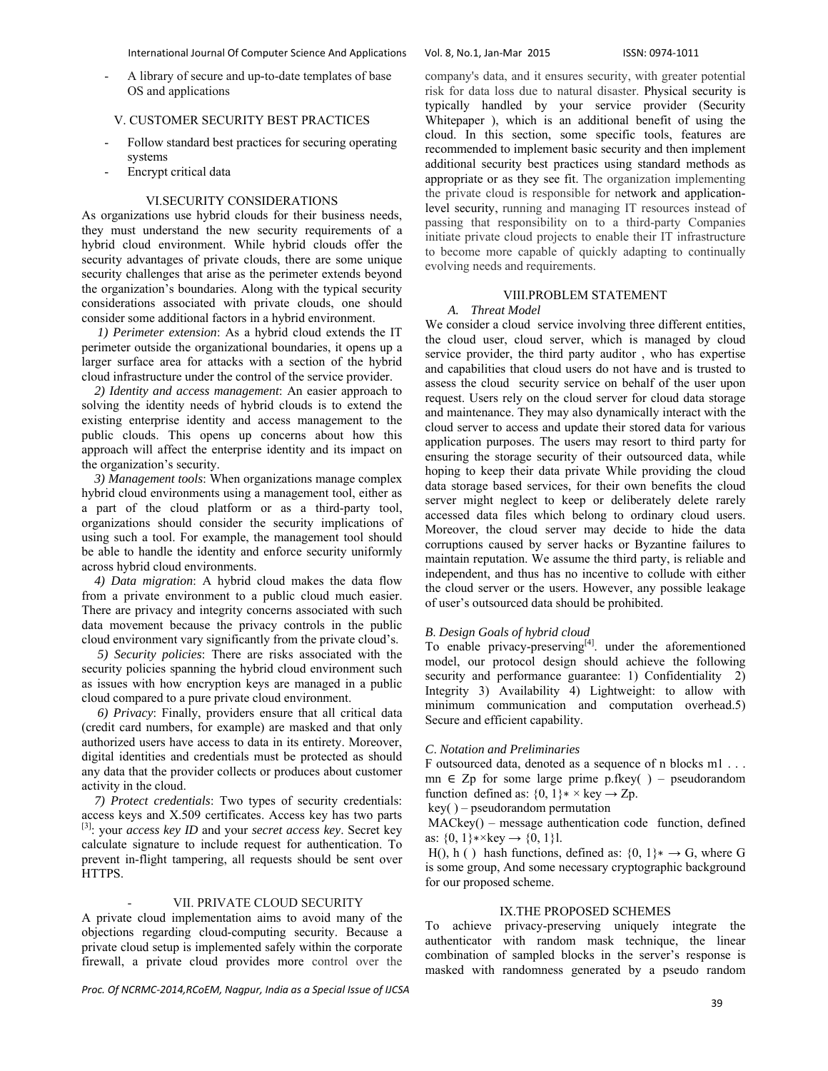- A library of secure and up-to-date templates of base OS and applications

## V. CUSTOMER SECURITY BEST PRACTICES

- Follow standard best practices for securing operating systems
- Encrypt critical data

## VI.SECURITY CONSIDERATIONS

As organizations use hybrid clouds for their business needs, they must understand the new security requirements of a hybrid cloud environment. While hybrid clouds offer the security advantages of private clouds, there are some unique security challenges that arise as the perimeter extends beyond the organization's boundaries. Along with the typical security considerations associated with private clouds, one should consider some additional factors in a hybrid environment.

*1) Perimeter extension*: As a hybrid cloud extends the IT perimeter outside the organizational boundaries, it opens up a larger surface area for attacks with a section of the hybrid cloud infrastructure under the control of the service provider.

*2) Identity and access management*: An easier approach to solving the identity needs of hybrid clouds is to extend the existing enterprise identity and access management to the public clouds. This opens up concerns about how this approach will affect the enterprise identity and its impact on the organization's security.

*3) Management tools*: When organizations manage complex hybrid cloud environments using a management tool, either as a part of the cloud platform or as a third-party tool, organizations should consider the security implications of using such a tool. For example, the management tool should be able to handle the identity and enforce security uniformly across hybrid cloud environments.

*4) Data migration*: A hybrid cloud makes the data flow from a private environment to a public cloud much easier. There are privacy and integrity concerns associated with such data movement because the privacy controls in the public cloud environment vary significantly from the private cloud's.

*5) Security policies*: There are risks associated with the security policies spanning the hybrid cloud environment such as issues with how encryption keys are managed in a public cloud compared to a pure private cloud environment.

*6) Privacy*: Finally, providers ensure that all critical data (credit card numbers, for example) are masked and that only authorized users have access to data in its entirety. Moreover, digital identities and credentials must be protected as should any data that the provider collects or produces about customer activity in the cloud.

*7) Protect credentials*: Two types of security credentials: access keys and X.509 certificates. Access key has two parts [3]: your *access key ID* and your *secret access key*. Secret key calculate signature to include request for authentication. To prevent in-flight tampering, all requests should be sent over HTTPS.

## VII. PRIVATE CLOUD SECURITY

A private cloud implementation aims to avoid many of the objections regarding cloud-computing security. Because a private cloud setup is implemented safely within the corporate firewall, a private cloud provides more control over the company's data, and it ensures security, with greater potential risk for data loss due to natural disaster. Physical security is typically handled by your service provider (Security Whitepaper ), which is an additional benefit of using the cloud. In this section, some specific tools, features are recommended to implement basic security and then implement additional security best practices using standard methods as appropriate or as they see fit. The organization implementing the private cloud is responsible for network and application-level security, running and managing IT resources instead of passing that responsibility on to a third-party Companies initiate private cloud projects to enable their IT infrastructure to become more capable of quickly adapting to continually evolving needs and requirements.

## VIII.PROBLEM STATEMENT

### *A. Threat Model*

We consider a cloud service involving three different entities, the cloud user, cloud server, which is managed by cloud service provider, the third party auditor , who has expertise and capabilities that cloud users do not have and is trusted to assess the cloud security service on behalf of the user upon request. Users rely on the cloud server for cloud data storage and maintenance. They may also dynamically interact with the cloud server to access and update their stored data for various application purposes. The users may resort to third party for ensuring the storage security of their outsourced data, while hoping to keep their data private While providing the cloud data storage based services, for their own benefits the cloud server might neglect to keep or deliberately delete rarely accessed data files which belong to ordinary cloud users. Moreover, the cloud server may decide to hide the data corruptions caused by server hacks or Byzantine failures to maintain reputation. We assume the third party, is reliable and independent, and thus has no incentive to collude with either the cloud server or the users. However, any possible leakage of user's outsourced data should be prohibited.

### *B. Design Goals of hybrid cloud*

To enable privacy-preserving[4]. under the aforementioned model, our protocol design should achieve the following security and performance guarantee: 1) Confidentiality 2) Integrity 3) Availability 4) Lightweight: to allow with minimum communication and computation overhead.5) Secure and efficient capability.

### *C. Notation and Preliminaries*

F outsourced data, denoted as a sequence of n blocks m1 . . . mn $\in$ Zp for some large prime p.fkey( ) – pseudorandom function defined as: $\{0, 1\}* \times$ key $\rightarrow$ Zp.

key( ) – pseudorandom permutation

MACkey() – message authentication code function, defined as: $\{0, 1\}*\times$key $\rightarrow \{0, 1\}$l.

H(), h ( ) hash functions, defined as: $\{0, 1\}* \rightarrow$ G, where G is some group, And some necessary cryptographic background for our proposed scheme.

## IX.THE PROPOSED SCHEMES

To achieve privacy-preserving uniquely integrate the authenticator with random mask technique, the linear combination of sampled blocks in the server's response is masked with randomness generated by a pseudo random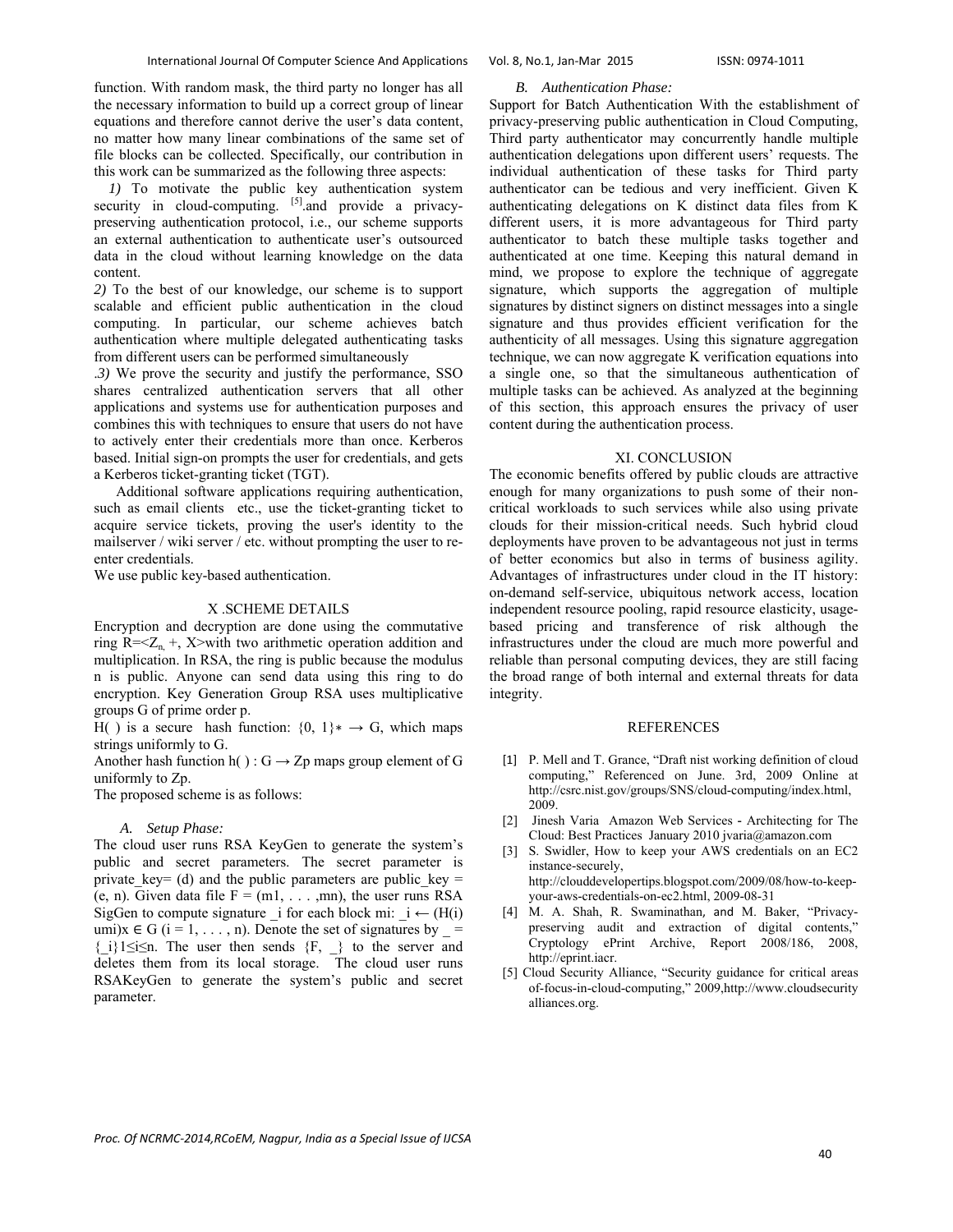function. With random mask, the third party no longer has all the necessary information to build up a correct group of linear equations and therefore cannot derive the user's data content, no matter how many linear combinations of the same set of file blocks can be collected. Specifically, our contribution in this work can be summarized as the following three aspects:

*1)* To motivate the public key authentication system security in cloud-computing. [5].and provide a privacy-preserving authentication protocol, i.e., our scheme supports an external authentication to authenticate user's outsourced data in the cloud without learning knowledge on the data content.

*2)* To the best of our knowledge, our scheme is to support scalable and efficient public authentication in the cloud computing. In particular, our scheme achieves batch authentication where multiple delegated authenticating tasks from different users can be performed simultaneously

*.3)* We prove the security and justify the performance, SSO shares centralized authentication servers that all other applications and systems use for authentication purposes and combines this with techniques to ensure that users do not have to actively enter their credentials more than once. Kerberos based. Initial sign-on prompts the user for credentials, and gets a Kerberos ticket-granting ticket (TGT).

Additional software applications requiring authentication, such as email clients etc., use the ticket-granting ticket to acquire service tickets, proving the user's identity to the mailserver / wiki server / etc. without prompting the user to re-enter credentials.

We use public key-based authentication.

## X .SCHEME DETAILS

Encryption and decryption are done using the commutative ring $R=<Z_n, +, X>$with two arithmetic operation addition and multiplication. In RSA, the ring is public because the modulus n is public. Anyone can send data using this ring to do encryption. Key Generation Group RSA uses multiplicative groups G of prime order p.

H( ) is a secure hash function: $\{0, 1\}* \rightarrow G$, which maps strings uniformly to G.

Another hash function $h( ) : G \rightarrow Zp$ maps group element of G uniformly to Zp.

The proposed scheme is as follows:

### A. Setup Phase:

The cloud user runs RSA KeyGen to generate the system's public and secret parameters. The secret parameter is private_key= (d) and the public parameters are public_key = (e, n). Given data file F = (m1, . . . ,mn), the user runs RSA SigGen to compute signature _i for each block mi: _i ← (H(i) umi)x ∈ G (i = 1, . . . , n). Denote the set of signatures by _ = {_i}1≤i≤n. The user then sends {F, _} to the server and deletes them from its local storage. The cloud user runs RSAKeyGen to generate the system's public and secret parameter.

### B. Authentication Phase:

Support for Batch Authentication With the establishment of privacy-preserving public authentication in Cloud Computing, Third party authenticator may concurrently handle multiple authentication delegations upon different users' requests. The individual authentication of these tasks for Third party authenticator can be tedious and very inefficient. Given K authenticating delegations on K distinct data files from K different users, it is more advantageous for Third party authenticator to batch these multiple tasks together and authenticated at one time. Keeping this natural demand in mind, we propose to explore the technique of aggregate signature, which supports the aggregation of multiple signatures by distinct signers on distinct messages into a single signature and thus provides efficient verification for the authenticity of all messages. Using this signature aggregation technique, we can now aggregate K verification equations into a single one, so that the simultaneous authentication of multiple tasks can be achieved. As analyzed at the beginning of this section, this approach ensures the privacy of user content during the authentication process.

## XI. CONCLUSION

The economic benefits offered by public clouds are attractive enough for many organizations to push some of their non-critical workloads to such services while also using private clouds for their mission-critical needs. Such hybrid cloud deployments have proven to be advantageous not just in terms of better economics but also in terms of business agility. Advantages of infrastructures under cloud in the IT history: on-demand self-service, ubiquitous network access, location independent resource pooling, rapid resource elasticity, usage-based pricing and transference of risk although the infrastructures under the cloud are much more powerful and reliable than personal computing devices, they are still facing the broad range of both internal and external threats for data integrity.

## REFERENCES

[1] P. Mell and T. Grance, "Draft nist working definition of cloud computing," Referenced on June. 3rd, 2009 Online at http://csrc.nist.gov/groups/SNS/cloud-computing/index.html, 2009.

[2] Jinesh Varia Amazon Web Services - Architecting for The Cloud: Best Practices January 2010 jvaria@amazon.com

[3] S. Swidler, How to keep your AWS credentials on an EC2 instance-securely, http://clouddevelopertips.blogspot.com/2009/08/how-to-keep-your-aws-credentials-on-ec2.html, 2009-08-31

[4] M. A. Shah, R. Swaminathan, and M. Baker, "Privacy-preserving audit and extraction of digital contents," Cryptology ePrint Archive, Report 2008/186, 2008, http://eprint.iacr.

[5] Cloud Security Alliance, "Security guidance for critical areas of-focus-in-cloud-computing," 2009,http://www.cloudsecurity alliances.org.